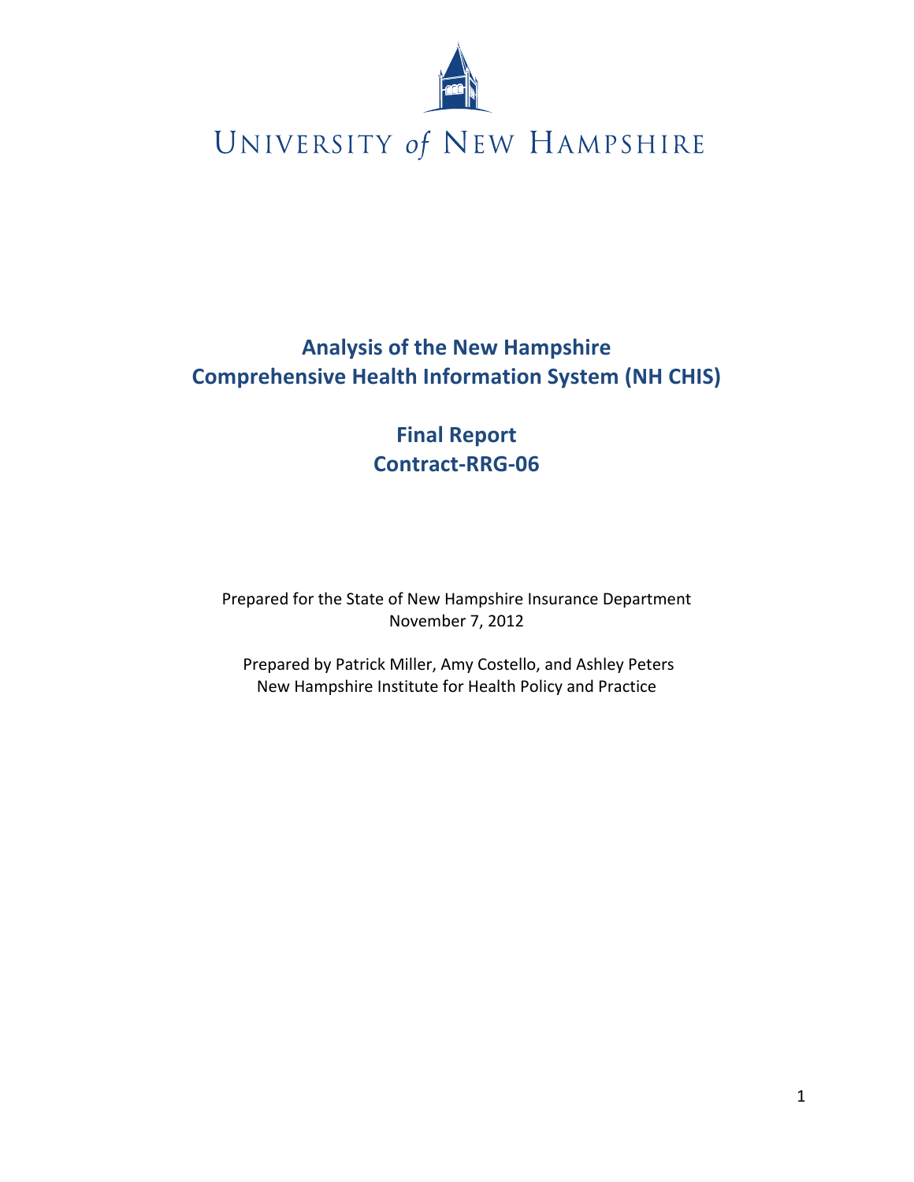UNIVERSITY *of* NEW HAMPSHIRE

# Analysis of the New Hampshire Comprehensive Health Information System (NH CHIS)

## Final Report
## Contract-RRG-06

Prepared for the State of New Hampshire Insurance Department
November 7, 2012

Prepared by Patrick Miller, Amy Costello, and Ashley Peters
New Hampshire Institute for Health Policy and Practice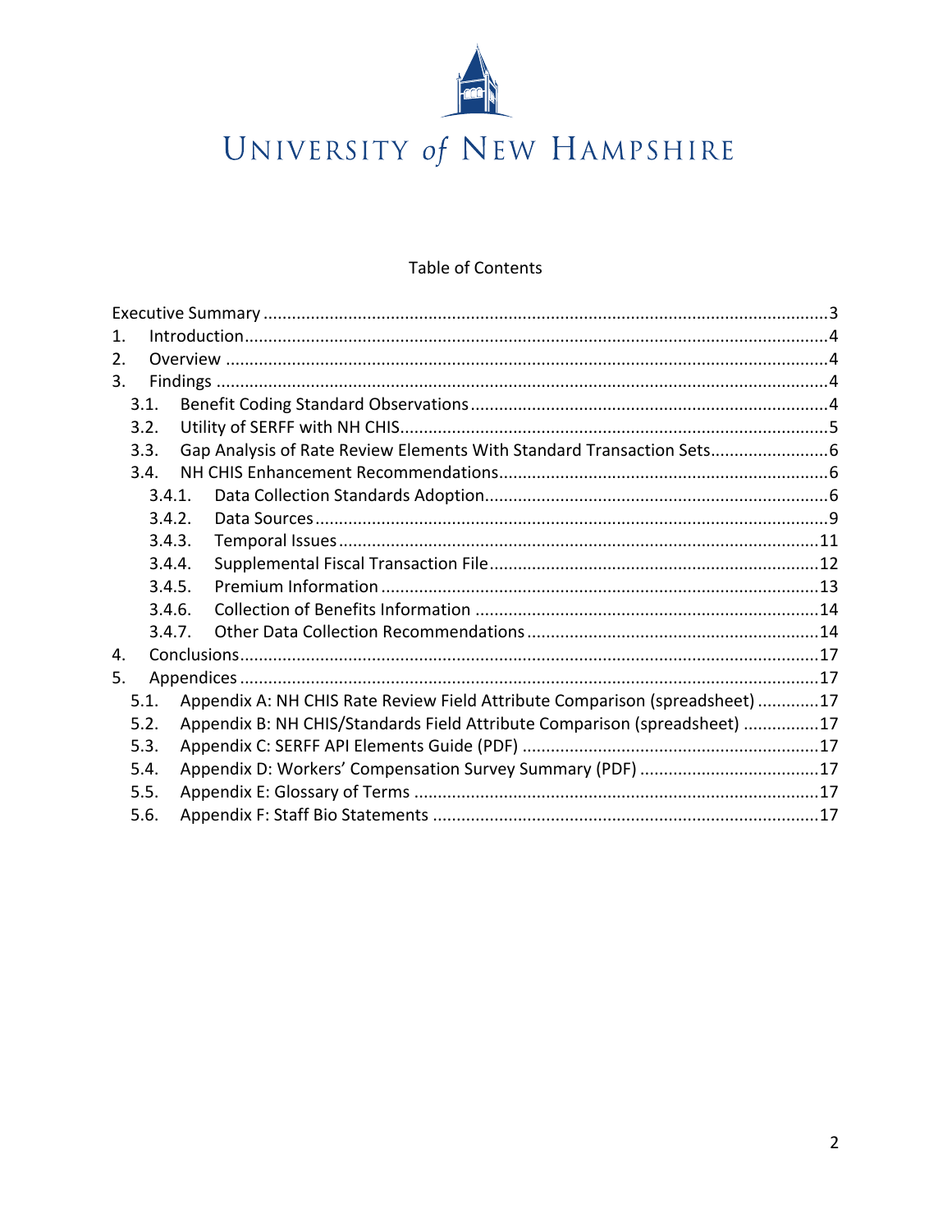UNIVERSITY of NEW HAMPSHIRE

## Table of Contents

- Executive Summary .......... 3
- 1. Introduction .......... 4
- 2. Overview .......... 4
- 3. Findings .......... 4
  - 3.1. Benefit Coding Standard Observations .......... 4
  - 3.2. Utility of SERFF with NH CHIS .......... 5
  - 3.3. Gap Analysis of Rate Review Elements With Standard Transaction Sets .......... 6
  - 3.4. NH CHIS Enhancement Recommendations .......... 6
    - 3.4.1. Data Collection Standards Adoption .......... 6
    - 3.4.2. Data Sources .......... 9
    - 3.4.3. Temporal Issues .......... 11
    - 3.4.4. Supplemental Fiscal Transaction File .......... 12
    - 3.4.5. Premium Information .......... 13
    - 3.4.6. Collection of Benefits Information .......... 14
    - 3.4.7. Other Data Collection Recommendations .......... 14
- 4. Conclusions .......... 17
- 5. Appendices .......... 17
  - 5.1. Appendix A: NH CHIS Rate Review Field Attribute Comparison (spreadsheet) .......... 17
  - 5.2. Appendix B: NH CHIS/Standards Field Attribute Comparison (spreadsheet) .......... 17
  - 5.3. Appendix C: SERFF API Elements Guide (PDF) .......... 17
  - 5.4. Appendix D: Workers' Compensation Survey Summary (PDF) .......... 17
  - 5.5. Appendix E: Glossary of Terms .......... 17
  - 5.6. Appendix F: Staff Bio Statements .......... 17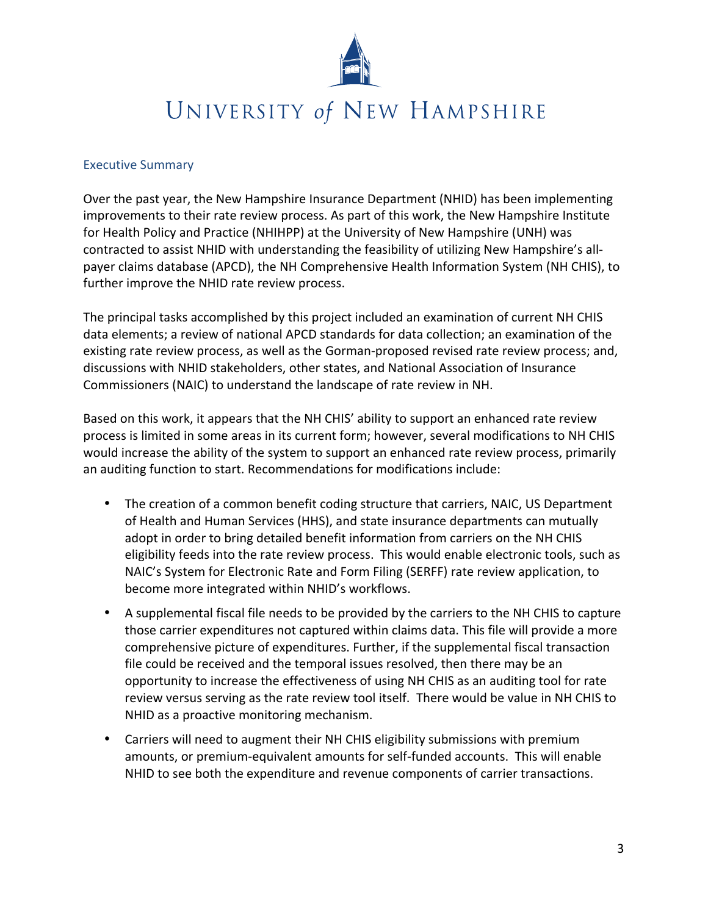## Executive Summary

Over the past year, the New Hampshire Insurance Department (NHID) has been implementing improvements to their rate review process. As part of this work, the New Hampshire Institute for Health Policy and Practice (NHIHPP) at the University of New Hampshire (UNH) was contracted to assist NHID with understanding the feasibility of utilizing New Hampshire's all-payer claims database (APCD), the NH Comprehensive Health Information System (NH CHIS), to further improve the NHID rate review process.

The principal tasks accomplished by this project included an examination of current NH CHIS data elements; a review of national APCD standards for data collection; an examination of the existing rate review process, as well as the Gorman-proposed revised rate review process; and, discussions with NHID stakeholders, other states, and National Association of Insurance Commissioners (NAIC) to understand the landscape of rate review in NH.

Based on this work, it appears that the NH CHIS' ability to support an enhanced rate review process is limited in some areas in its current form; however, several modifications to NH CHIS would increase the ability of the system to support an enhanced rate review process, primarily an auditing function to start. Recommendations for modifications include:

- The creation of a common benefit coding structure that carriers, NAIC, US Department of Health and Human Services (HHS), and state insurance departments can mutually adopt in order to bring detailed benefit information from carriers on the NH CHIS eligibility feeds into the rate review process. This would enable electronic tools, such as NAIC's System for Electronic Rate and Form Filing (SERFF) rate review application, to become more integrated within NHID's workflows.
- A supplemental fiscal file needs to be provided by the carriers to the NH CHIS to capture those carrier expenditures not captured within claims data. This file will provide a more comprehensive picture of expenditures. Further, if the supplemental fiscal transaction file could be received and the temporal issues resolved, then there may be an opportunity to increase the effectiveness of using NH CHIS as an auditing tool for rate review versus serving as the rate review tool itself. There would be value in NH CHIS to NHID as a proactive monitoring mechanism.
- Carriers will need to augment their NH CHIS eligibility submissions with premium amounts, or premium-equivalent amounts for self-funded accounts. This will enable NHID to see both the expenditure and revenue components of carrier transactions.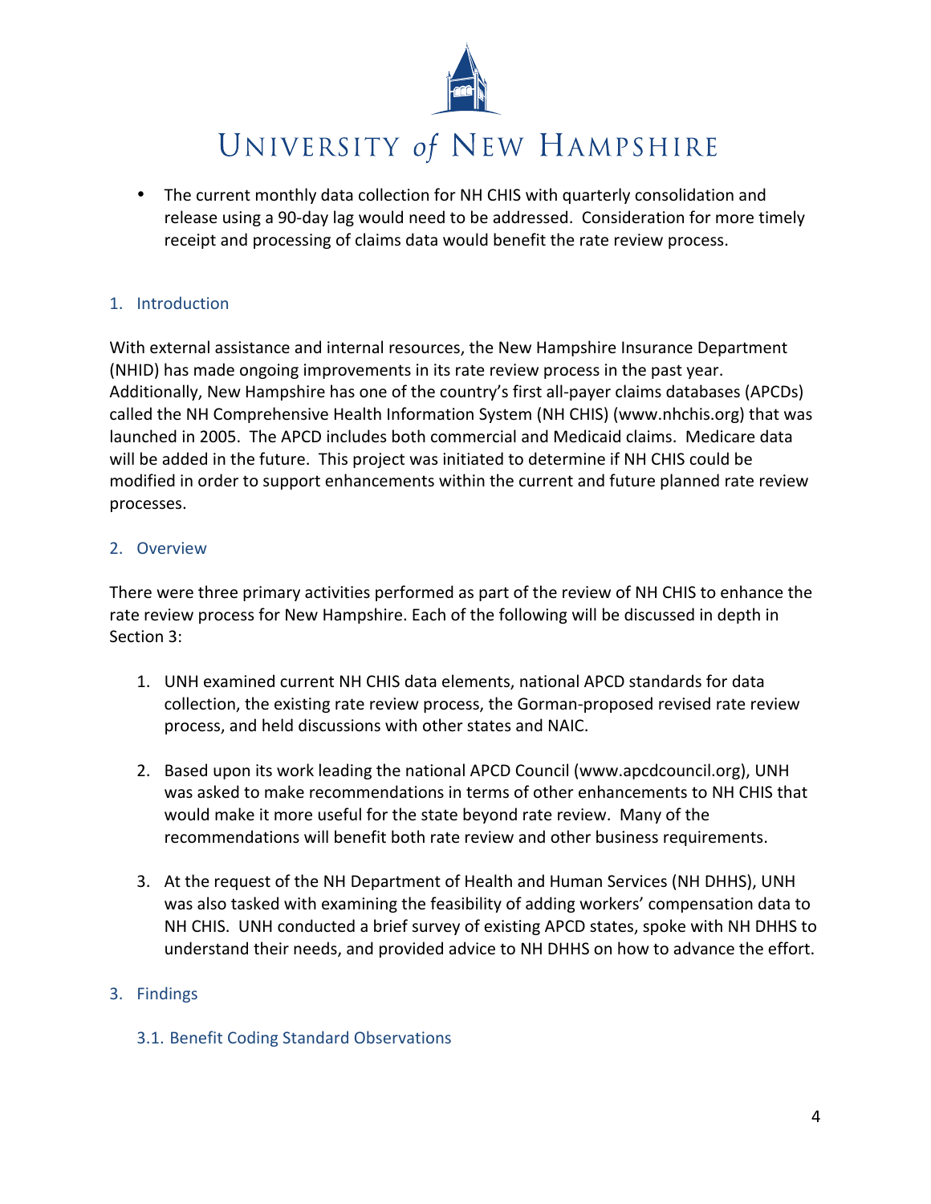- The current monthly data collection for NH CHIS with quarterly consolidation and release using a 90-day lag would need to be addressed. Consideration for more timely receipt and processing of claims data would benefit the rate review process.

## 1. Introduction

With external assistance and internal resources, the New Hampshire Insurance Department (NHID) has made ongoing improvements in its rate review process in the past year. Additionally, New Hampshire has one of the country's first all-payer claims databases (APCDs) called the NH Comprehensive Health Information System (NH CHIS) (www.nhchis.org) that was launched in 2005. The APCD includes both commercial and Medicaid claims. Medicare data will be added in the future. This project was initiated to determine if NH CHIS could be modified in order to support enhancements within the current and future planned rate review processes.

## 2. Overview

There were three primary activities performed as part of the review of NH CHIS to enhance the rate review process for New Hampshire. Each of the following will be discussed in depth in Section 3:

1. UNH examined current NH CHIS data elements, national APCD standards for data collection, the existing rate review process, the Gorman-proposed revised rate review process, and held discussions with other states and NAIC.

2. Based upon its work leading the national APCD Council (www.apcdcouncil.org), UNH was asked to make recommendations in terms of other enhancements to NH CHIS that would make it more useful for the state beyond rate review. Many of the recommendations will benefit both rate review and other business requirements.

3. At the request of the NH Department of Health and Human Services (NH DHHS), UNH was also tasked with examining the feasibility of adding workers' compensation data to NH CHIS. UNH conducted a brief survey of existing APCD states, spoke with NH DHHS to understand their needs, and provided advice to NH DHHS on how to advance the effort.

## 3. Findings

### 3.1. Benefit Coding Standard Observations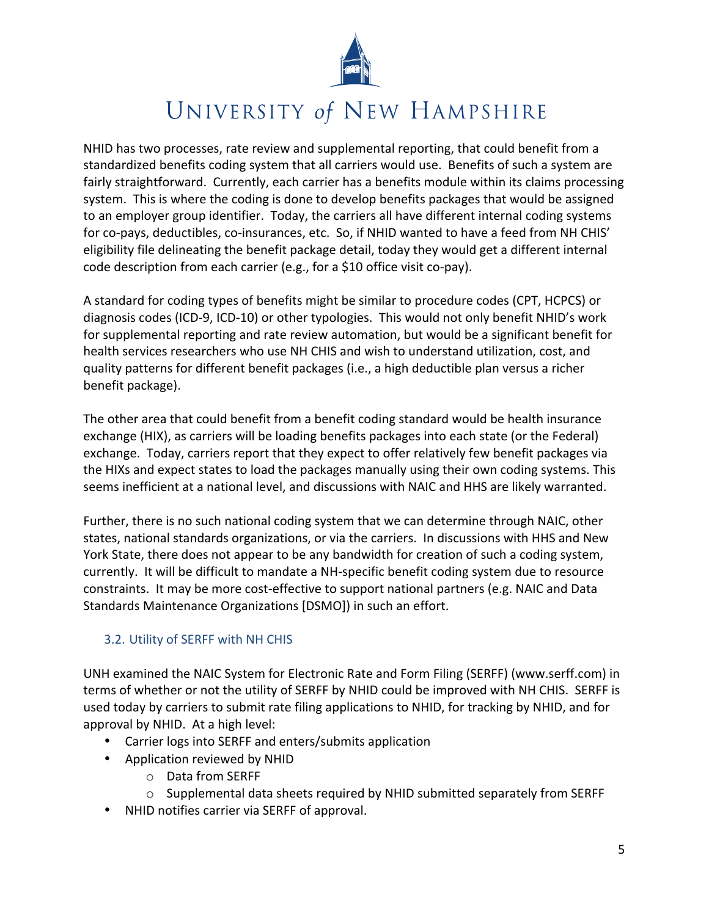NHID has two processes, rate review and supplemental reporting, that could benefit from a standardized benefits coding system that all carriers would use. Benefits of such a system are fairly straightforward. Currently, each carrier has a benefits module within its claims processing system. This is where the coding is done to develop benefits packages that would be assigned to an employer group identifier. Today, the carriers all have different internal coding systems for co-pays, deductibles, co-insurances, etc. So, if NHID wanted to have a feed from NH CHIS' eligibility file delineating the benefit package detail, today they would get a different internal code description from each carrier (e.g., for a $10 office visit co-pay).

A standard for coding types of benefits might be similar to procedure codes (CPT, HCPCS) or diagnosis codes (ICD-9, ICD-10) or other typologies. This would not only benefit NHID's work for supplemental reporting and rate review automation, but would be a significant benefit for health services researchers who use NH CHIS and wish to understand utilization, cost, and quality patterns for different benefit packages (i.e., a high deductible plan versus a richer benefit package).

The other area that could benefit from a benefit coding standard would be health insurance exchange (HIX), as carriers will be loading benefits packages into each state (or the Federal) exchange. Today, carriers report that they expect to offer relatively few benefit packages via the HIXs and expect states to load the packages manually using their own coding systems. This seems inefficient at a national level, and discussions with NAIC and HHS are likely warranted.

Further, there is no such national coding system that we can determine through NAIC, other states, national standards organizations, or via the carriers. In discussions with HHS and New York State, there does not appear to be any bandwidth for creation of such a coding system, currently. It will be difficult to mandate a NH-specific benefit coding system due to resource constraints. It may be more cost-effective to support national partners (e.g. NAIC and Data Standards Maintenance Organizations [DSMO]) in such an effort.

### 3.2. Utility of SERFF with NH CHIS

UNH examined the NAIC System for Electronic Rate and Form Filing (SERFF) (www.serff.com) in terms of whether or not the utility of SERFF by NHID could be improved with NH CHIS. SERFF is used today by carriers to submit rate filing applications to NHID, for tracking by NHID, and for approval by NHID. At a high level:

- Carrier logs into SERFF and enters/submits application
- Application reviewed by NHID
  - Data from SERFF
  - Supplemental data sheets required by NHID submitted separately from SERFF
- NHID notifies carrier via SERFF of approval.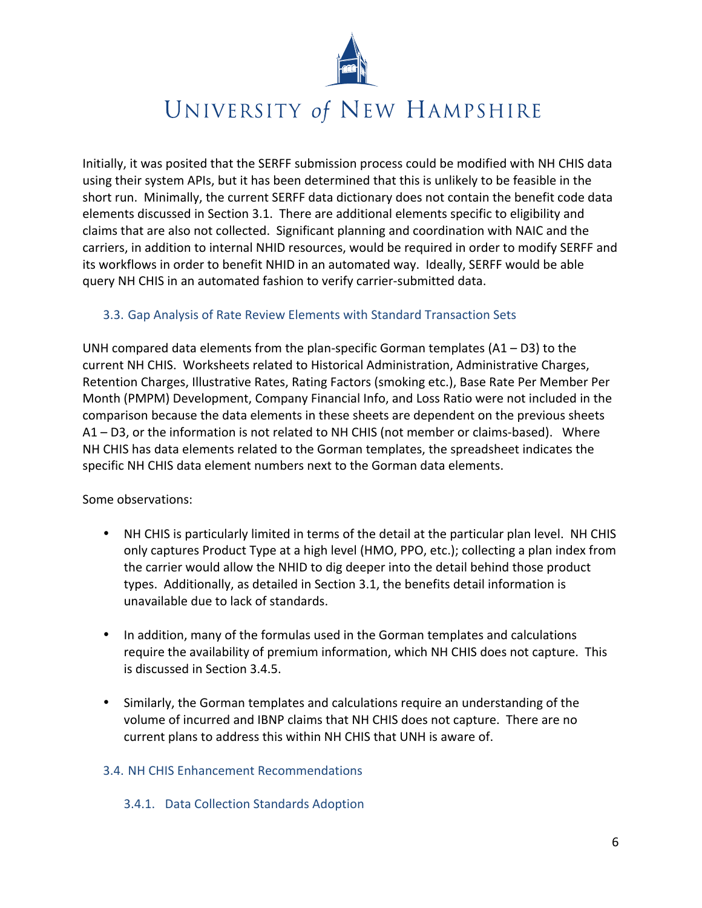Initially, it was posited that the SERFF submission process could be modified with NH CHIS data using their system APIs, but it has been determined that this is unlikely to be feasible in the short run. Minimally, the current SERFF data dictionary does not contain the benefit code data elements discussed in Section 3.1. There are additional elements specific to eligibility and claims that are also not collected. Significant planning and coordination with NAIC and the carriers, in addition to internal NHID resources, would be required in order to modify SERFF and its workflows in order to benefit NHID in an automated way. Ideally, SERFF would be able query NH CHIS in an automated fashion to verify carrier-submitted data.

## 3.3. Gap Analysis of Rate Review Elements with Standard Transaction Sets

UNH compared data elements from the plan-specific Gorman templates (A1 – D3) to the current NH CHIS. Worksheets related to Historical Administration, Administrative Charges, Retention Charges, Illustrative Rates, Rating Factors (smoking etc.), Base Rate Per Member Per Month (PMPM) Development, Company Financial Info, and Loss Ratio were not included in the comparison because the data elements in these sheets are dependent on the previous sheets A1 – D3, or the information is not related to NH CHIS (not member or claims-based). Where NH CHIS has data elements related to the Gorman templates, the spreadsheet indicates the specific NH CHIS data element numbers next to the Gorman data elements.

Some observations:

- NH CHIS is particularly limited in terms of the detail at the particular plan level. NH CHIS only captures Product Type at a high level (HMO, PPO, etc.); collecting a plan index from the carrier would allow the NHID to dig deeper into the detail behind those product types. Additionally, as detailed in Section 3.1, the benefits detail information is unavailable due to lack of standards.

- In addition, many of the formulas used in the Gorman templates and calculations require the availability of premium information, which NH CHIS does not capture. This is discussed in Section 3.4.5.

- Similarly, the Gorman templates and calculations require an understanding of the volume of incurred and IBNP claims that NH CHIS does not capture. There are no current plans to address this within NH CHIS that UNH is aware of.

## 3.4. NH CHIS Enhancement Recommendations

### 3.4.1. Data Collection Standards Adoption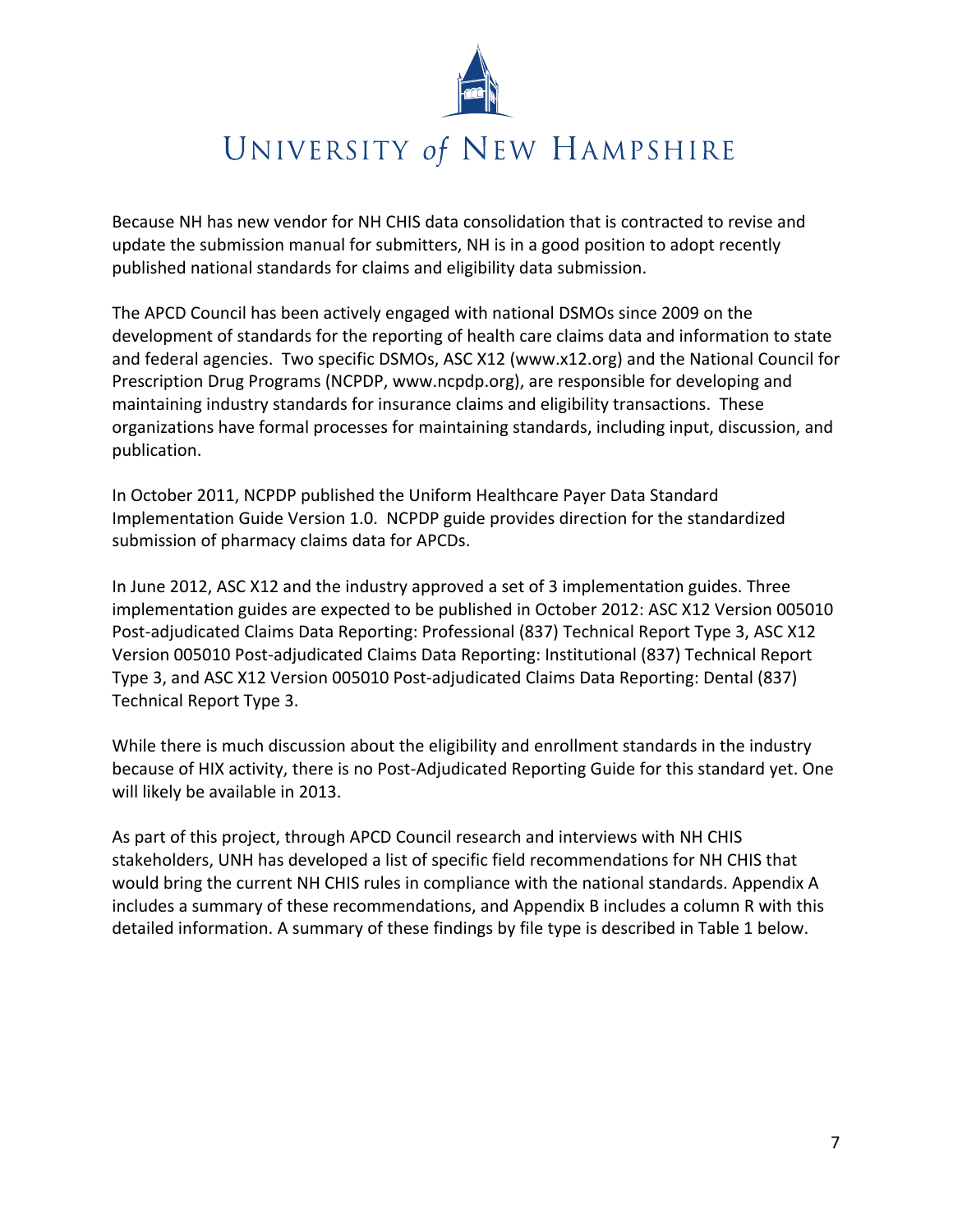Because NH has new vendor for NH CHIS data consolidation that is contracted to revise and update the submission manual for submitters, NH is in a good position to adopt recently published national standards for claims and eligibility data submission.

The APCD Council has been actively engaged with national DSMOs since 2009 on the development of standards for the reporting of health care claims data and information to state and federal agencies. Two specific DSMOs, ASC X12 (www.x12.org) and the National Council for Prescription Drug Programs (NCPDP, www.ncpdp.org), are responsible for developing and maintaining industry standards for insurance claims and eligibility transactions. These organizations have formal processes for maintaining standards, including input, discussion, and publication.

In October 2011, NCPDP published the Uniform Healthcare Payer Data Standard Implementation Guide Version 1.0. NCPDP guide provides direction for the standardized submission of pharmacy claims data for APCDs.

In June 2012, ASC X12 and the industry approved a set of 3 implementation guides. Three implementation guides are expected to be published in October 2012: ASC X12 Version 005010 Post-adjudicated Claims Data Reporting: Professional (837) Technical Report Type 3, ASC X12 Version 005010 Post-adjudicated Claims Data Reporting: Institutional (837) Technical Report Type 3, and ASC X12 Version 005010 Post-adjudicated Claims Data Reporting: Dental (837) Technical Report Type 3.

While there is much discussion about the eligibility and enrollment standards in the industry because of HIX activity, there is no Post-Adjudicated Reporting Guide for this standard yet. One will likely be available in 2013.

As part of this project, through APCD Council research and interviews with NH CHIS stakeholders, UNH has developed a list of specific field recommendations for NH CHIS that would bring the current NH CHIS rules in compliance with the national standards. Appendix A includes a summary of these recommendations, and Appendix B includes a column R with this detailed information. A summary of these findings by file type is described in Table 1 below.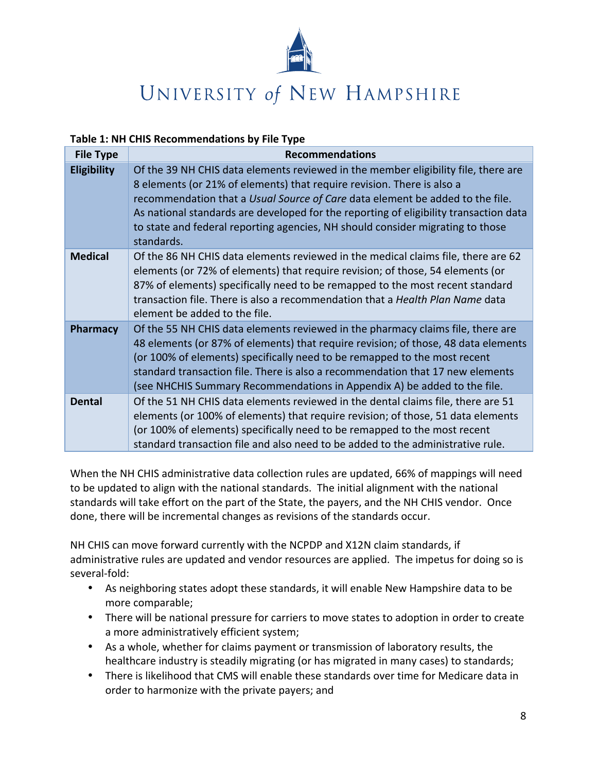**Table 1: NH CHIS Recommendations by File Type**

| File Type | Recommendations |
|---|---|
| **Eligibility** | Of the 39 NH CHIS data elements reviewed in the member eligibility file, there are 8 elements (or 21% of elements) that require revision. There is also a recommendation that a *Usual Source of Care* data element be added to the file. As national standards are developed for the reporting of eligibility transaction data to state and federal reporting agencies, NH should consider migrating to those standards. |
| **Medical** | Of the 86 NH CHIS data elements reviewed in the medical claims file, there are 62 elements (or 72% of elements) that require revision; of those, 54 elements (or 87% of elements) specifically need to be remapped to the most recent standard transaction file. There is also a recommendation that a *Health Plan Name* data element be added to the file. |
| **Pharmacy** | Of the 55 NH CHIS data elements reviewed in the pharmacy claims file, there are 48 elements (or 87% of elements) that require revision; of those, 48 data elements (or 100% of elements) specifically need to be remapped to the most recent standard transaction file. There is also a recommendation that 17 new elements (see NHCHIS Summary Recommendations in Appendix A) be added to the file. |
| **Dental** | Of the 51 NH CHIS data elements reviewed in the dental claims file, there are 51 elements (or 100% of elements) that require revision; of those, 51 data elements (or 100% of elements) specifically need to be remapped to the most recent standard transaction file and also need to be added to the administrative rule. |

When the NH CHIS administrative data collection rules are updated, 66% of mappings will need to be updated to align with the national standards. The initial alignment with the national standards will take effort on the part of the State, the payers, and the NH CHIS vendor. Once done, there will be incremental changes as revisions of the standards occur.

NH CHIS can move forward currently with the NCPDP and X12N claim standards, if administrative rules are updated and vendor resources are applied. The impetus for doing so is several-fold:

- As neighboring states adopt these standards, it will enable New Hampshire data to be more comparable;
- There will be national pressure for carriers to move states to adoption in order to create a more administratively efficient system;
- As a whole, whether for claims payment or transmission of laboratory results, the healthcare industry is steadily migrating (or has migrated in many cases) to standards;
- There is likelihood that CMS will enable these standards over time for Medicare data in order to harmonize with the private payers; and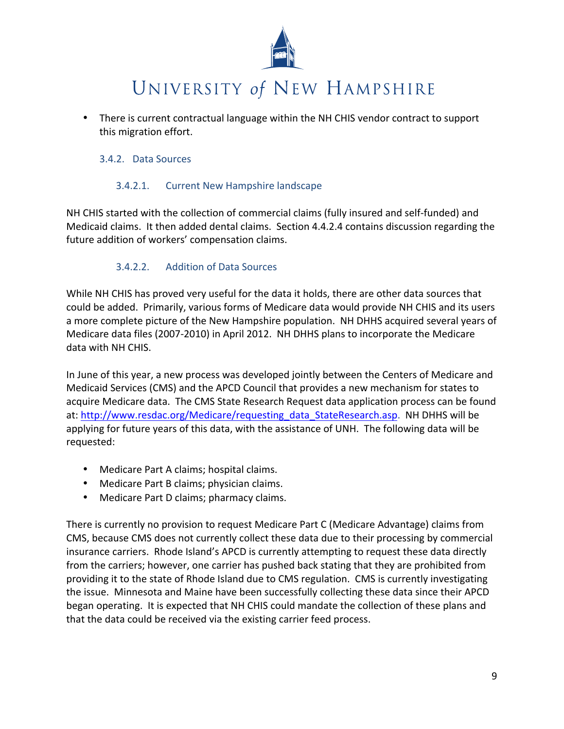- There is current contractual language within the NH CHIS vendor contract to support this migration effort.

### 3.4.2. Data Sources

#### 3.4.2.1. Current New Hampshire landscape

NH CHIS started with the collection of commercial claims (fully insured and self-funded) and Medicaid claims. It then added dental claims. Section 4.4.2.4 contains discussion regarding the future addition of workers' compensation claims.

#### 3.4.2.2. Addition of Data Sources

While NH CHIS has proved very useful for the data it holds, there are other data sources that could be added. Primarily, various forms of Medicare data would provide NH CHIS and its users a more complete picture of the New Hampshire population. NH DHHS acquired several years of Medicare data files (2007-2010) in April 2012. NH DHHS plans to incorporate the Medicare data with NH CHIS.

In June of this year, a new process was developed jointly between the Centers of Medicare and Medicaid Services (CMS) and the APCD Council that provides a new mechanism for states to acquire Medicare data. The CMS State Research Request data application process can be found at: [http://www.resdac.org/Medicare/requesting_data_StateResearch.asp](http://www.resdac.org/Medicare/requesting_data_StateResearch.asp). NH DHHS will be applying for future years of this data, with the assistance of UNH. The following data will be requested:

- Medicare Part A claims; hospital claims.
- Medicare Part B claims; physician claims.
- Medicare Part D claims; pharmacy claims.

There is currently no provision to request Medicare Part C (Medicare Advantage) claims from CMS, because CMS does not currently collect these data due to their processing by commercial insurance carriers. Rhode Island's APCD is currently attempting to request these data directly from the carriers; however, one carrier has pushed back stating that they are prohibited from providing it to the state of Rhode Island due to CMS regulation. CMS is currently investigating the issue. Minnesota and Maine have been successfully collecting these data since their APCD began operating. It is expected that NH CHIS could mandate the collection of these plans and that the data could be received via the existing carrier feed process.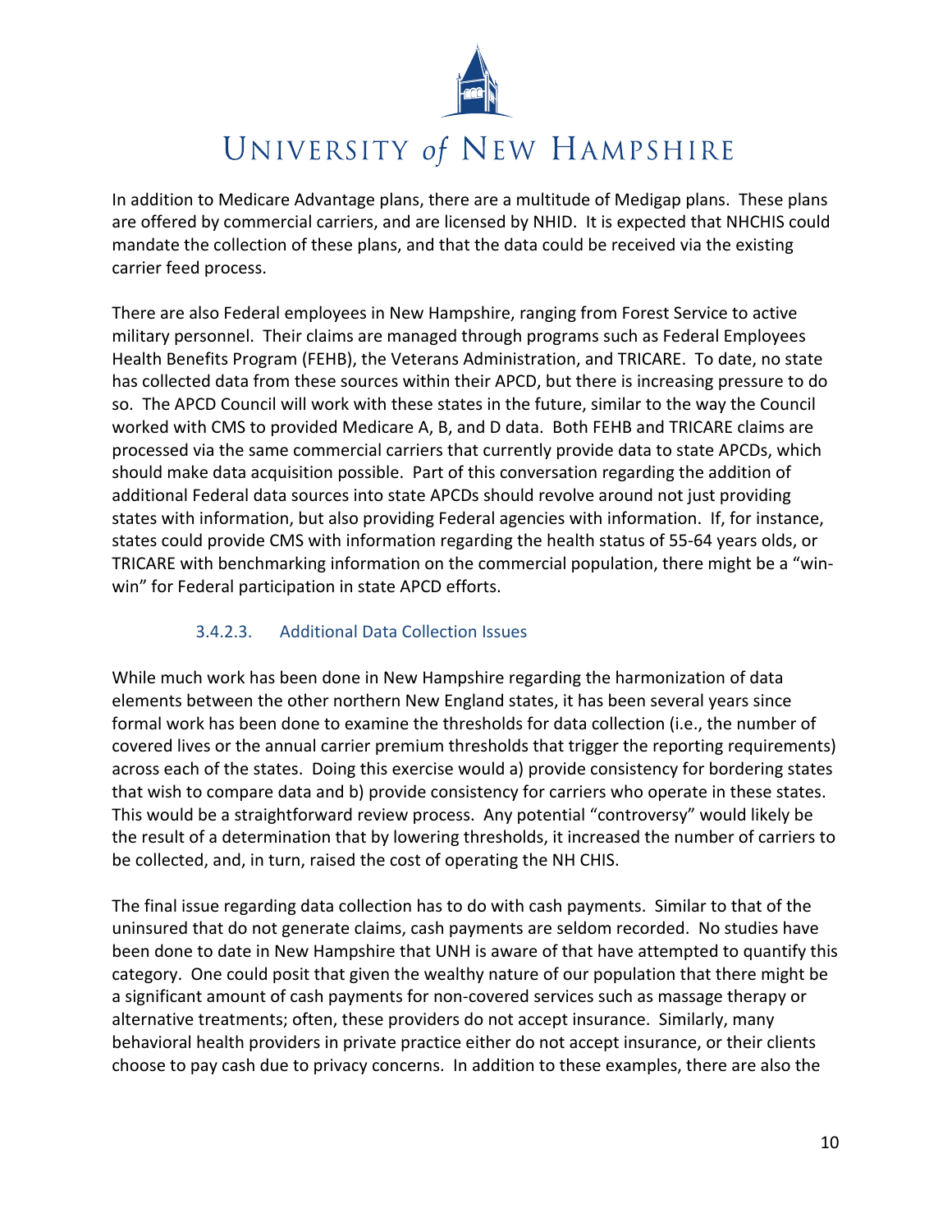In addition to Medicare Advantage plans, there are a multitude of Medigap plans. These plans are offered by commercial carriers, and are licensed by NHID. It is expected that NHCHIS could mandate the collection of these plans, and that the data could be received via the existing carrier feed process.

There are also Federal employees in New Hampshire, ranging from Forest Service to active military personnel. Their claims are managed through programs such as Federal Employees Health Benefits Program (FEHB), the Veterans Administration, and TRICARE. To date, no state has collected data from these sources within their APCD, but there is increasing pressure to do so. The APCD Council will work with these states in the future, similar to the way the Council worked with CMS to provided Medicare A, B, and D data. Both FEHB and TRICARE claims are processed via the same commercial carriers that currently provide data to state APCDs, which should make data acquisition possible. Part of this conversation regarding the addition of additional Federal data sources into state APCDs should revolve around not just providing states with information, but also providing Federal agencies with information. If, for instance, states could provide CMS with information regarding the health status of 55-64 years olds, or TRICARE with benchmarking information on the commercial population, there might be a "win-win" for Federal participation in state APCD efforts.

#### 3.4.2.3. Additional Data Collection Issues

While much work has been done in New Hampshire regarding the harmonization of data elements between the other northern New England states, it has been several years since formal work has been done to examine the thresholds for data collection (i.e., the number of covered lives or the annual carrier premium thresholds that trigger the reporting requirements) across each of the states. Doing this exercise would a) provide consistency for bordering states that wish to compare data and b) provide consistency for carriers who operate in these states. This would be a straightforward review process. Any potential "controversy" would likely be the result of a determination that by lowering thresholds, it increased the number of carriers to be collected, and, in turn, raised the cost of operating the NH CHIS.

The final issue regarding data collection has to do with cash payments. Similar to that of the uninsured that do not generate claims, cash payments are seldom recorded. No studies have been done to date in New Hampshire that UNH is aware of that have attempted to quantify this category. One could posit that given the wealthy nature of our population that there might be a significant amount of cash payments for non-covered services such as massage therapy or alternative treatments; often, these providers do not accept insurance. Similarly, many behavioral health providers in private practice either do not accept insurance, or their clients choose to pay cash due to privacy concerns. In addition to these examples, there are also the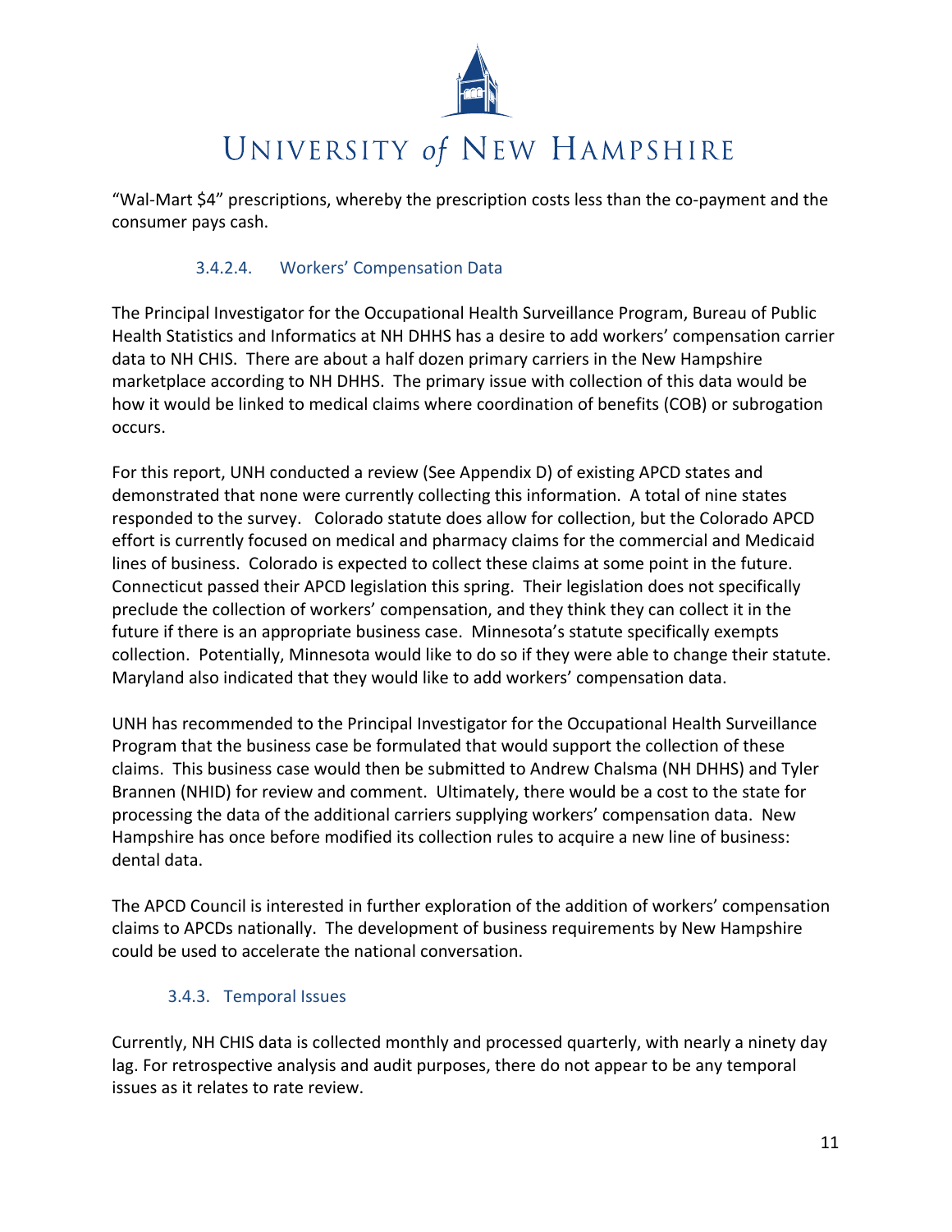"Wal-Mart $4" prescriptions, whereby the prescription costs less than the co-payment and the consumer pays cash.

#### 3.4.2.4. Workers' Compensation Data

The Principal Investigator for the Occupational Health Surveillance Program, Bureau of Public Health Statistics and Informatics at NH DHHS has a desire to add workers' compensation carrier data to NH CHIS. There are about a half dozen primary carriers in the New Hampshire marketplace according to NH DHHS. The primary issue with collection of this data would be how it would be linked to medical claims where coordination of benefits (COB) or subrogation occurs.

For this report, UNH conducted a review (See Appendix D) of existing APCD states and demonstrated that none were currently collecting this information. A total of nine states responded to the survey. Colorado statute does allow for collection, but the Colorado APCD effort is currently focused on medical and pharmacy claims for the commercial and Medicaid lines of business. Colorado is expected to collect these claims at some point in the future. Connecticut passed their APCD legislation this spring. Their legislation does not specifically preclude the collection of workers' compensation, and they think they can collect it in the future if there is an appropriate business case. Minnesota's statute specifically exempts collection. Potentially, Minnesota would like to do so if they were able to change their statute. Maryland also indicated that they would like to add workers' compensation data.

UNH has recommended to the Principal Investigator for the Occupational Health Surveillance Program that the business case be formulated that would support the collection of these claims. This business case would then be submitted to Andrew Chalsma (NH DHHS) and Tyler Brannen (NHID) for review and comment. Ultimately, there would be a cost to the state for processing the data of the additional carriers supplying workers' compensation data. New Hampshire has once before modified its collection rules to acquire a new line of business: dental data.

The APCD Council is interested in further exploration of the addition of workers' compensation claims to APCDs nationally. The development of business requirements by New Hampshire could be used to accelerate the national conversation.

### 3.4.3. Temporal Issues

Currently, NH CHIS data is collected monthly and processed quarterly, with nearly a ninety day lag. For retrospective analysis and audit purposes, there do not appear to be any temporal issues as it relates to rate review.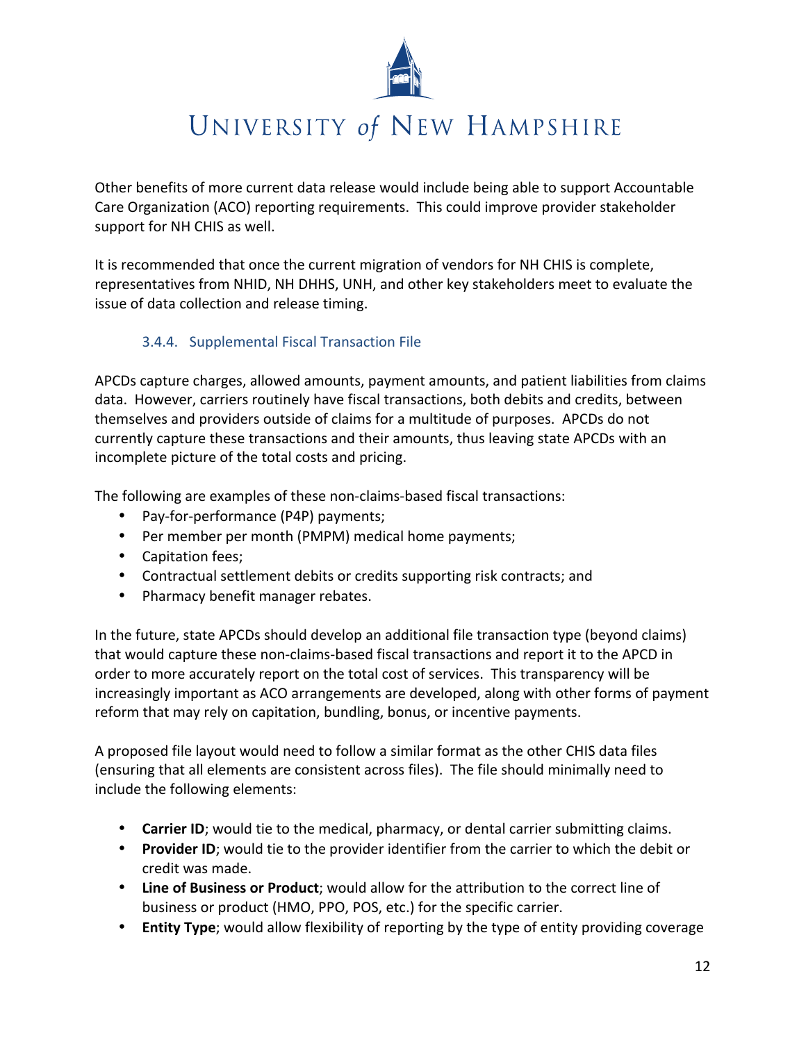Other benefits of more current data release would include being able to support Accountable Care Organization (ACO) reporting requirements. This could improve provider stakeholder support for NH CHIS as well.

It is recommended that once the current migration of vendors for NH CHIS is complete, representatives from NHID, NH DHHS, UNH, and other key stakeholders meet to evaluate the issue of data collection and release timing.

### 3.4.4. Supplemental Fiscal Transaction File

APCDs capture charges, allowed amounts, payment amounts, and patient liabilities from claims data. However, carriers routinely have fiscal transactions, both debits and credits, between themselves and providers outside of claims for a multitude of purposes. APCDs do not currently capture these transactions and their amounts, thus leaving state APCDs with an incomplete picture of the total costs and pricing.

The following are examples of these non-claims-based fiscal transactions:

- Pay-for-performance (P4P) payments;
- Per member per month (PMPM) medical home payments;
- Capitation fees;
- Contractual settlement debits or credits supporting risk contracts; and
- Pharmacy benefit manager rebates.

In the future, state APCDs should develop an additional file transaction type (beyond claims) that would capture these non-claims-based fiscal transactions and report it to the APCD in order to more accurately report on the total cost of services. This transparency will be increasingly important as ACO arrangements are developed, along with other forms of payment reform that may rely on capitation, bundling, bonus, or incentive payments.

A proposed file layout would need to follow a similar format as the other CHIS data files (ensuring that all elements are consistent across files). The file should minimally need to include the following elements:

- **Carrier ID**; would tie to the medical, pharmacy, or dental carrier submitting claims.
- **Provider ID**; would tie to the provider identifier from the carrier to which the debit or credit was made.
- **Line of Business or Product**; would allow for the attribution to the correct line of business or product (HMO, PPO, POS, etc.) for the specific carrier.
- **Entity Type**; would allow flexibility of reporting by the type of entity providing coverage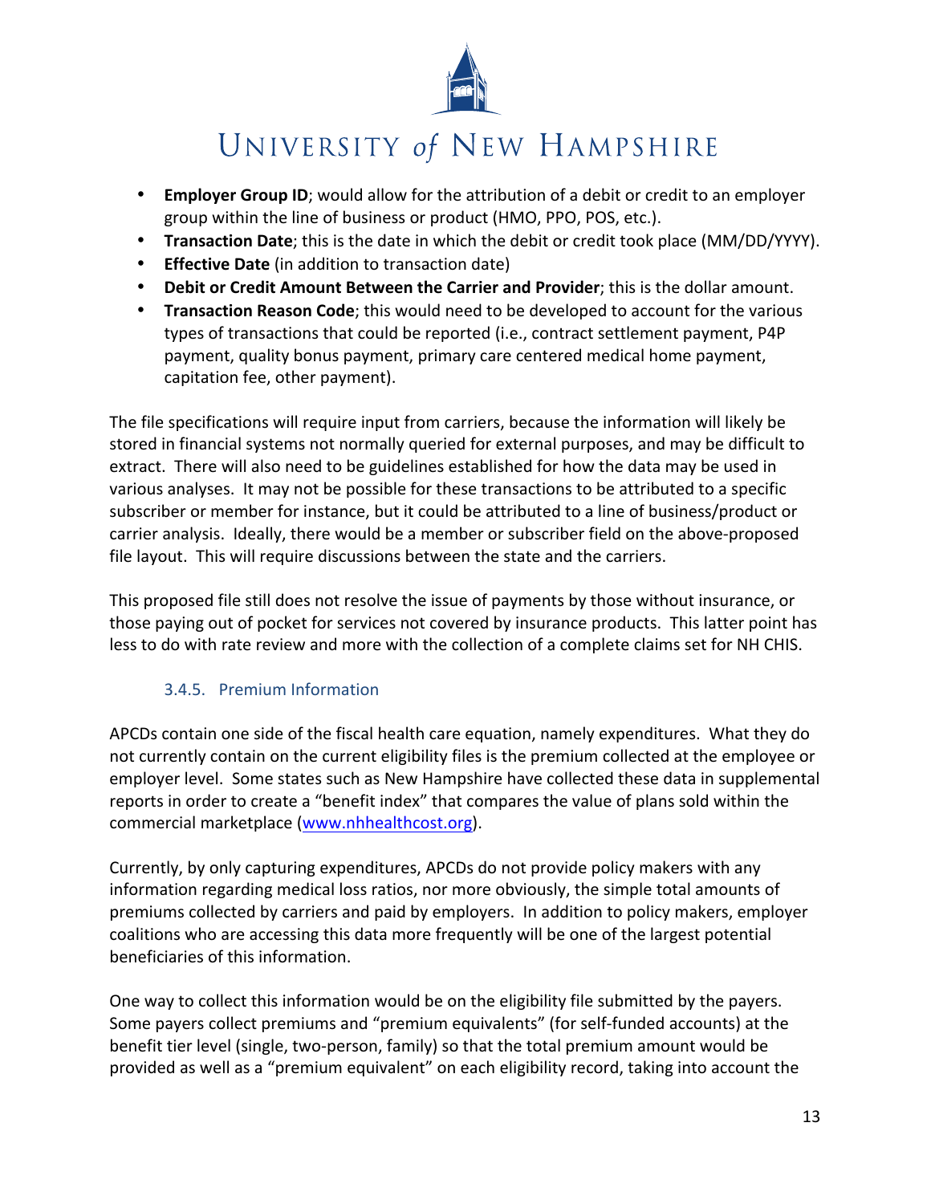- **Employer Group ID**; would allow for the attribution of a debit or credit to an employer group within the line of business or product (HMO, PPO, POS, etc.).
- **Transaction Date**; this is the date in which the debit or credit took place (MM/DD/YYYY).
- **Effective Date** (in addition to transaction date)
- **Debit or Credit Amount Between the Carrier and Provider**; this is the dollar amount.
- **Transaction Reason Code**; this would need to be developed to account for the various types of transactions that could be reported (i.e., contract settlement payment, P4P payment, quality bonus payment, primary care centered medical home payment, capitation fee, other payment).

The file specifications will require input from carriers, because the information will likely be stored in financial systems not normally queried for external purposes, and may be difficult to extract. There will also need to be guidelines established for how the data may be used in various analyses. It may not be possible for these transactions to be attributed to a specific subscriber or member for instance, but it could be attributed to a line of business/product or carrier analysis. Ideally, there would be a member or subscriber field on the above-proposed file layout. This will require discussions between the state and the carriers.

This proposed file still does not resolve the issue of payments by those without insurance, or those paying out of pocket for services not covered by insurance products. This latter point has less to do with rate review and more with the collection of a complete claims set for NH CHIS.

### 3.4.5. Premium Information

APCDs contain one side of the fiscal health care equation, namely expenditures. What they do not currently contain on the current eligibility files is the premium collected at the employee or employer level. Some states such as New Hampshire have collected these data in supplemental reports in order to create a "benefit index" that compares the value of plans sold within the commercial marketplace (www.nhhealthcost.org).

Currently, by only capturing expenditures, APCDs do not provide policy makers with any information regarding medical loss ratios, nor more obviously, the simple total amounts of premiums collected by carriers and paid by employers. In addition to policy makers, employer coalitions who are accessing this data more frequently will be one of the largest potential beneficiaries of this information.

One way to collect this information would be on the eligibility file submitted by the payers. Some payers collect premiums and "premium equivalents" (for self-funded accounts) at the benefit tier level (single, two-person, family) so that the total premium amount would be provided as well as a "premium equivalent" on each eligibility record, taking into account the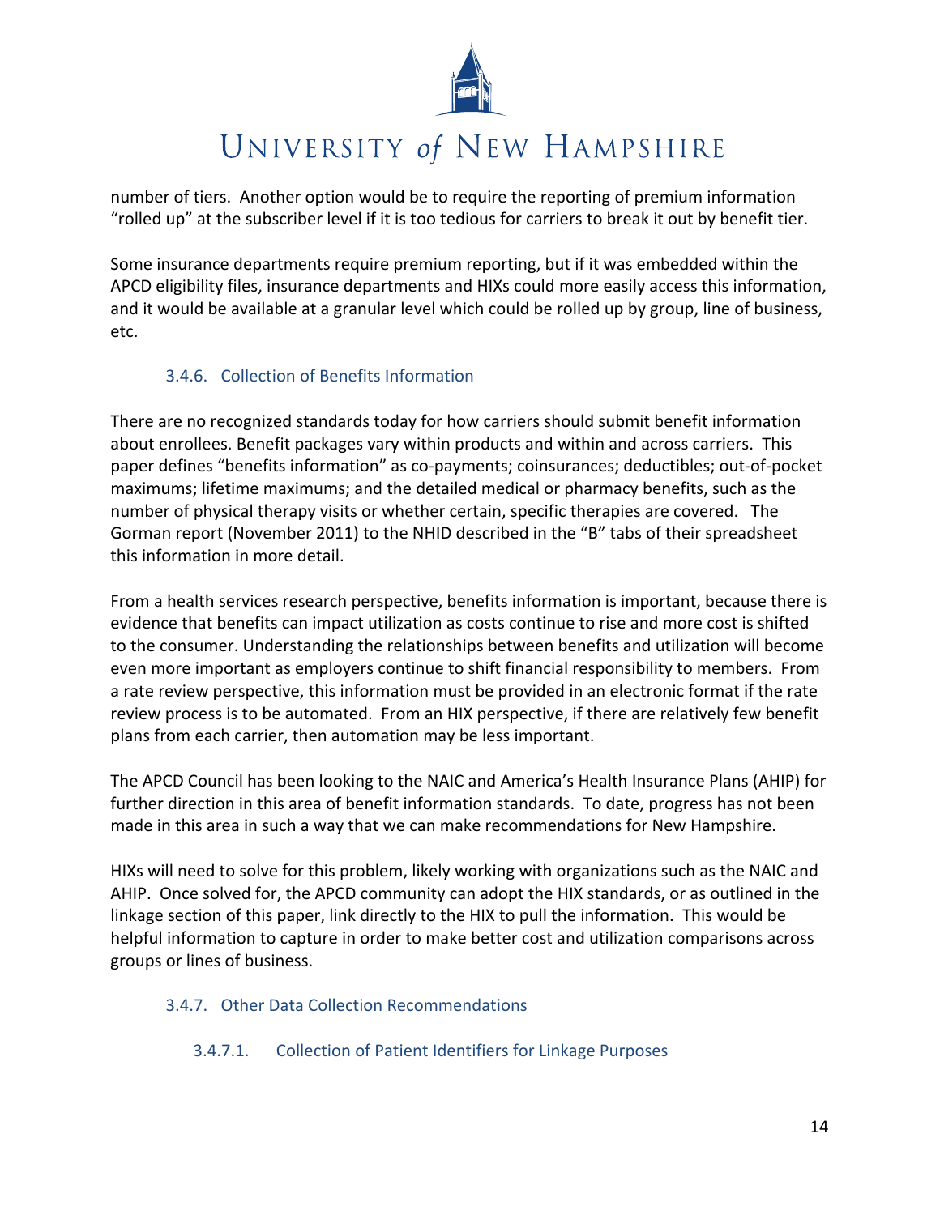number of tiers. Another option would be to require the reporting of premium information "rolled up" at the subscriber level if it is too tedious for carriers to break it out by benefit tier.

Some insurance departments require premium reporting, but if it was embedded within the APCD eligibility files, insurance departments and HIXs could more easily access this information, and it would be available at a granular level which could be rolled up by group, line of business, etc.

### 3.4.6. Collection of Benefits Information

There are no recognized standards today for how carriers should submit benefit information about enrollees. Benefit packages vary within products and within and across carriers. This paper defines "benefits information" as co-payments; coinsurances; deductibles; out-of-pocket maximums; lifetime maximums; and the detailed medical or pharmacy benefits, such as the number of physical therapy visits or whether certain, specific therapies are covered. The Gorman report (November 2011) to the NHID described in the "B" tabs of their spreadsheet this information in more detail.

From a health services research perspective, benefits information is important, because there is evidence that benefits can impact utilization as costs continue to rise and more cost is shifted to the consumer. Understanding the relationships between benefits and utilization will become even more important as employers continue to shift financial responsibility to members. From a rate review perspective, this information must be provided in an electronic format if the rate review process is to be automated. From an HIX perspective, if there are relatively few benefit plans from each carrier, then automation may be less important.

The APCD Council has been looking to the NAIC and America's Health Insurance Plans (AHIP) for further direction in this area of benefit information standards. To date, progress has not been made in this area in such a way that we can make recommendations for New Hampshire.

HIXs will need to solve for this problem, likely working with organizations such as the NAIC and AHIP. Once solved for, the APCD community can adopt the HIX standards, or as outlined in the linkage section of this paper, link directly to the HIX to pull the information. This would be helpful information to capture in order to make better cost and utilization comparisons across groups or lines of business.

### 3.4.7. Other Data Collection Recommendations

#### 3.4.7.1. Collection of Patient Identifiers for Linkage Purposes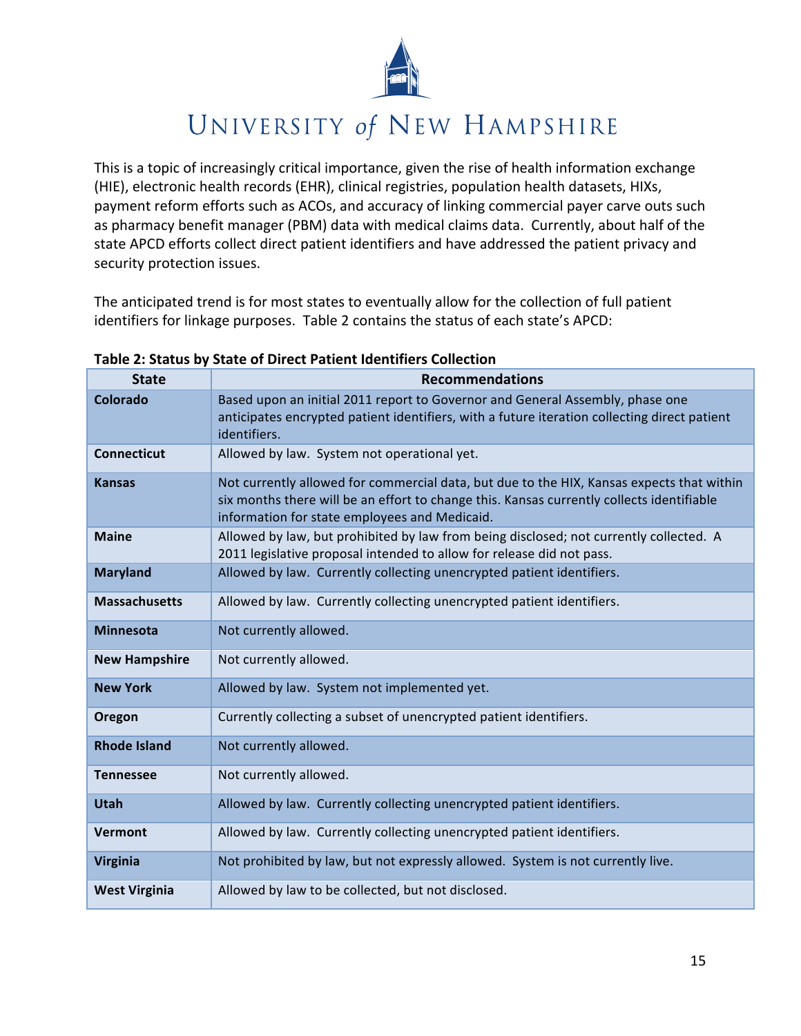This is a topic of increasingly critical importance, given the rise of health information exchange (HIE), electronic health records (EHR), clinical registries, population health datasets, HIXs, payment reform efforts such as ACOs, and accuracy of linking commercial payer carve outs such as pharmacy benefit manager (PBM) data with medical claims data. Currently, about half of the state APCD efforts collect direct patient identifiers and have addressed the patient privacy and security protection issues.

The anticipated trend is for most states to eventually allow for the collection of full patient identifiers for linkage purposes. Table 2 contains the status of each state's APCD:

**Table 2: Status by State of Direct Patient Identifiers Collection**

| State | Recommendations |
|---|---|
| **Colorado** | Based upon an initial 2011 report to Governor and General Assembly, phase one anticipates encrypted patient identifiers, with a future iteration collecting direct patient identifiers. |
| **Connecticut** | Allowed by law. System not operational yet. |
| **Kansas** | Not currently allowed for commercial data, but due to the HIX, Kansas expects that within six months there will be an effort to change this. Kansas currently collects identifiable information for state employees and Medicaid. |
| **Maine** | Allowed by law, but prohibited by law from being disclosed; not currently collected. A 2011 legislative proposal intended to allow for release did not pass. |
| **Maryland** | Allowed by law. Currently collecting unencrypted patient identifiers. |
| **Massachusetts** | Allowed by law. Currently collecting unencrypted patient identifiers. |
| **Minnesota** | Not currently allowed. |
| **New Hampshire** | Not currently allowed. |
| **New York** | Allowed by law. System not implemented yet. |
| **Oregon** | Currently collecting a subset of unencrypted patient identifiers. |
| **Rhode Island** | Not currently allowed. |
| **Tennessee** | Not currently allowed. |
| **Utah** | Allowed by law. Currently collecting unencrypted patient identifiers. |
| **Vermont** | Allowed by law. Currently collecting unencrypted patient identifiers. |
| **Virginia** | Not prohibited by law, but not expressly allowed. System is not currently live. |
| **West Virginia** | Allowed by law to be collected, but not disclosed. |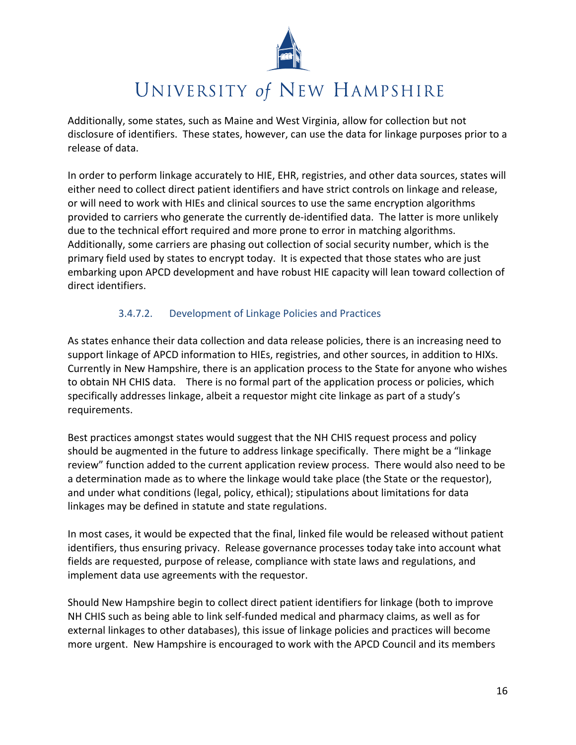Additionally, some states, such as Maine and West Virginia, allow for collection but not disclosure of identifiers. These states, however, can use the data for linkage purposes prior to a release of data.

In order to perform linkage accurately to HIE, EHR, registries, and other data sources, states will either need to collect direct patient identifiers and have strict controls on linkage and release, or will need to work with HIEs and clinical sources to use the same encryption algorithms provided to carriers who generate the currently de-identified data. The latter is more unlikely due to the technical effort required and more prone to error in matching algorithms. Additionally, some carriers are phasing out collection of social security number, which is the primary field used by states to encrypt today. It is expected that those states who are just embarking upon APCD development and have robust HIE capacity will lean toward collection of direct identifiers.

#### 3.4.7.2. Development of Linkage Policies and Practices

As states enhance their data collection and data release policies, there is an increasing need to support linkage of APCD information to HIEs, registries, and other sources, in addition to HIXs. Currently in New Hampshire, there is an application process to the State for anyone who wishes to obtain NH CHIS data. There is no formal part of the application process or policies, which specifically addresses linkage, albeit a requestor might cite linkage as part of a study's requirements.

Best practices amongst states would suggest that the NH CHIS request process and policy should be augmented in the future to address linkage specifically. There might be a "linkage review" function added to the current application review process. There would also need to be a determination made as to where the linkage would take place (the State or the requestor), and under what conditions (legal, policy, ethical); stipulations about limitations for data linkages may be defined in statute and state regulations.

In most cases, it would be expected that the final, linked file would be released without patient identifiers, thus ensuring privacy. Release governance processes today take into account what fields are requested, purpose of release, compliance with state laws and regulations, and implement data use agreements with the requestor.

Should New Hampshire begin to collect direct patient identifiers for linkage (both to improve NH CHIS such as being able to link self-funded medical and pharmacy claims, as well as for external linkages to other databases), this issue of linkage policies and practices will become more urgent. New Hampshire is encouraged to work with the APCD Council and its members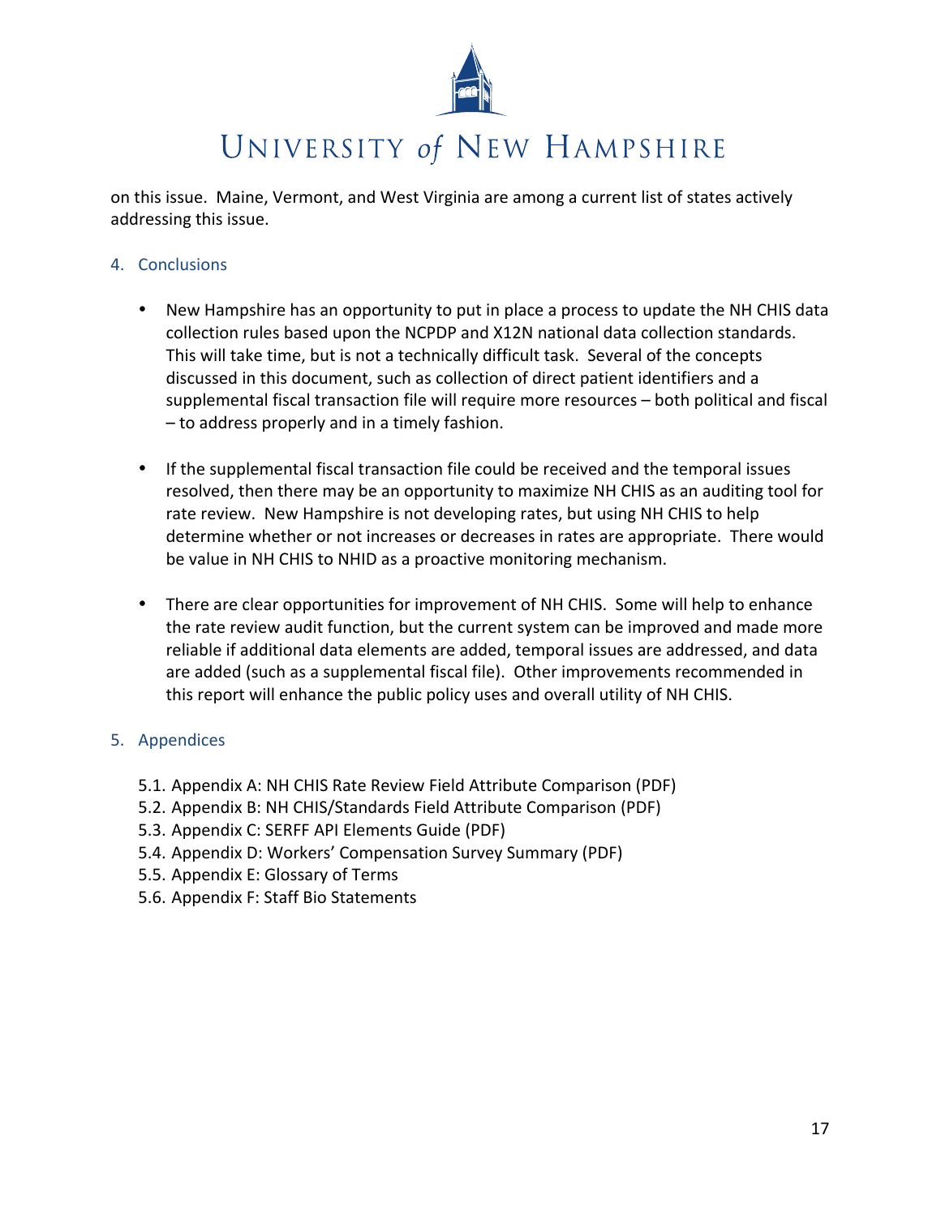on this issue. Maine, Vermont, and West Virginia are among a current list of states actively addressing this issue.

## 4. Conclusions

- New Hampshire has an opportunity to put in place a process to update the NH CHIS data collection rules based upon the NCPDP and X12N national data collection standards. This will take time, but is not a technically difficult task. Several of the concepts discussed in this document, such as collection of direct patient identifiers and a supplemental fiscal transaction file will require more resources – both political and fiscal – to address properly and in a timely fashion.

- If the supplemental fiscal transaction file could be received and the temporal issues resolved, then there may be an opportunity to maximize NH CHIS as an auditing tool for rate review. New Hampshire is not developing rates, but using NH CHIS to help determine whether or not increases or decreases in rates are appropriate. There would be value in NH CHIS to NHID as a proactive monitoring mechanism.

- There are clear opportunities for improvement of NH CHIS. Some will help to enhance the rate review audit function, but the current system can be improved and made more reliable if additional data elements are added, temporal issues are addressed, and data are added (such as a supplemental fiscal file). Other improvements recommended in this report will enhance the public policy uses and overall utility of NH CHIS.

## 5. Appendices

5.1. Appendix A: NH CHIS Rate Review Field Attribute Comparison (PDF)
5.2. Appendix B: NH CHIS/Standards Field Attribute Comparison (PDF)
5.3. Appendix C: SERFF API Elements Guide (PDF)
5.4. Appendix D: Workers' Compensation Survey Summary (PDF)
5.5. Appendix E: Glossary of Terms
5.6. Appendix F: Staff Bio Statements